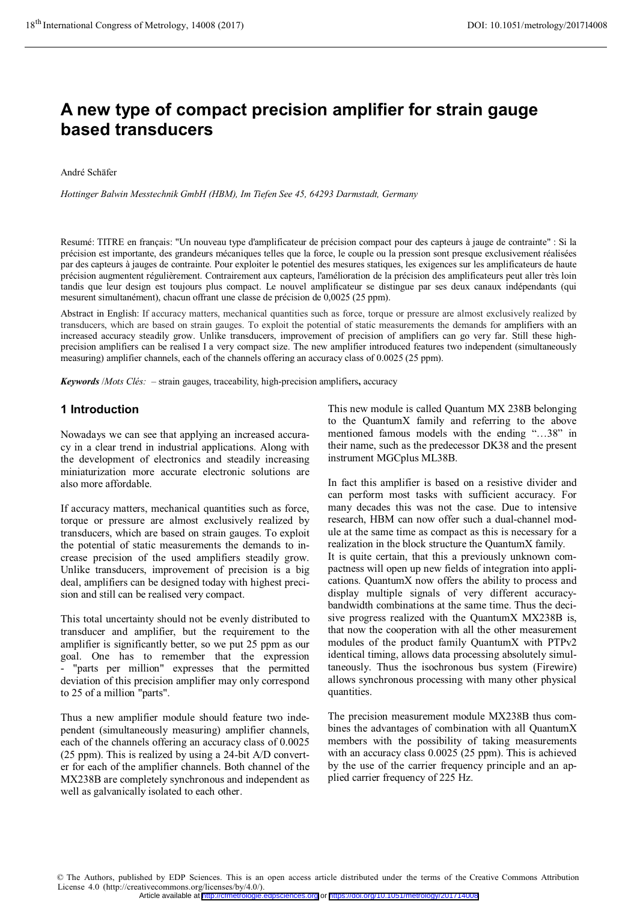# A new type of compact precision amplifier for strain gauge based transducers

André Schäfer

*Hottinger Balwin Messtechnik GmbH (HBM), Im Tiefen See 45, 64293 Darmstadt, Germany*

Resumé: TITRE en français: "Un nouveau type d'amplificateur de précision compact pour des capteurs à jauge de contrainte" : Si la précision est importante, des grandeurs mécaniques telles que la force, le couple ou la pression sont presque exclusivement réalisées par des capteurs à jauges de contrainte. Pour exploiter le potentiel des mesures statiques, les exigences sur les amplificateurs de haute précision augmentent régulièrement. Contrairement aux capteurs, l'amélioration de la précision des amplificateurs peut aller très loin tandis que leur design est toujours plus compact. Le nouvel amplificateur se distingue par ses deux canaux indépendants (qui mesurent simultanément), chacun offrant une classe de précision de 0,0025 (25 ppm).

Abstract in English: If accuracy matters, mechanical quantities such as force, torque or pressure are almost exclusively realized by transducers, which are based on strain gauges. To exploit the potential of static measurements the demands for amplifiers with an increased accuracy steadily grow. Unlike transducers, improvement of precision of amplifiers can go very far. Still these high-precision amplifiers can be realised I a very compact size. The new amplifier introduced features two independent (simultaneously measuring) amplifier channels, each of the channels offering an accuracy class of 0.0025 (25 ppm).

***Keywords*** /*Mots Clés:* – strain gauges, traceability, high-precision amplifiers**,** accuracy

## 1 Introduction

Nowadays we can see that applying an increased accuracy in a clear trend in industrial applications. Along with the development of electronics and steadily increasing miniaturization more accurate electronic solutions are also more affordable.

If accuracy matters, mechanical quantities such as force, torque or pressure are almost exclusively realized by transducers, which are based on strain gauges. To exploit the potential of static measurements the demands to increase precision of the used amplifiers steadily grow. Unlike transducers, improvement of precision is a big deal, amplifiers can be designed today with highest precision and still can be realised very compact.

This total uncertainty should not be evenly distributed to transducer and amplifier, but the requirement to the amplifier is significantly better, so we put 25 ppm as our goal. One has to remember that the expression - "parts per million" expresses that the permitted deviation of this precision amplifier may only correspond to 25 of a million "parts".

Thus a new amplifier module should feature two independent (simultaneously measuring) amplifier channels, each of the channels offering an accuracy class of 0.0025 (25 ppm). This is realized by using a 24-bit A/D converter for each of the amplifier channels. Both channel of the MX238B are completely synchronous and independent as well as galvanically isolated to each other.

This new module is called Quantum MX 238B belonging to the QuantumX family and referring to the above mentioned famous models with the ending "…38" in their name, such as the predecessor DK38 and the present instrument MGCplus ML38B.

In fact this amplifier is based on a resistive divider and can perform most tasks with sufficient accuracy. For many decades this was not the case. Due to intensive research, HBM can now offer such a dual-channel module at the same time as compact as this is necessary for a realization in the block structure the QuantumX family.
It is quite certain, that this a previously unknown compactness will open up new fields of integration into applications. QuantumX now offers the ability to process and display multiple signals of very different accuracy-bandwidth combinations at the same time. Thus the decisive progress realized with the QuantumX MX238B is, that now the cooperation with all the other measurement modules of the product family QuantumX with PTPv2 identical timing, allows data processing absolutely simultaneously. Thus the isochronous bus system (Firewire) allows synchronous processing with many other physical quantities.

The precision measurement module MX238B thus combines the advantages of combination with all QuantumX members with the possibility of taking measurements with an accuracy class 0.0025 (25 ppm). This is achieved by the use of the carrier frequency principle and an applied carrier frequency of 225 Hz.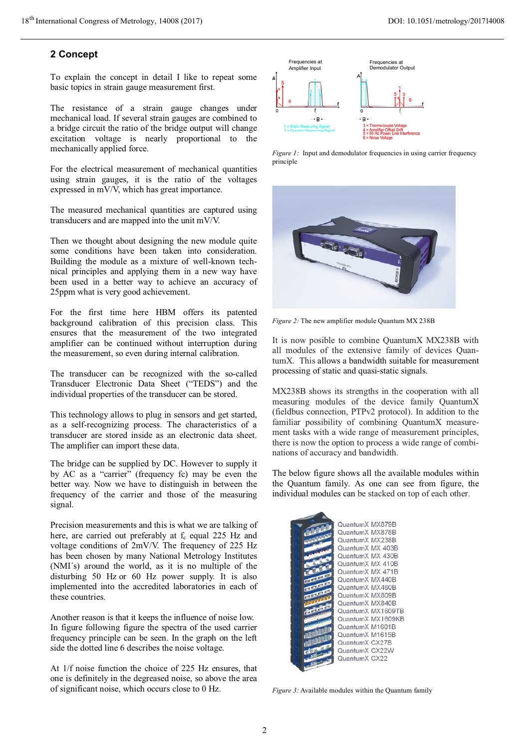## 2 Concept

To explain the concept in detail I like to repeat some basic topics in strain gauge measurement first.

The resistance of a strain gauge changes under mechanical load. If several strain gauges are combined to a bridge circuit the ratio of the bridge output will change excitation voltage is nearly proportional to the mechanically applied force.

For the electrical measurement of mechanical quantities using strain gauges, it is the ratio of the voltages expressed in mV/V, which has great importance.

The measured mechanical quantities are captured using transducers and are mapped into the unit mV/V.

Then we thought about designing the new module quite some conditions have been taken into consideration. Building the module as a mixture of well-known technical principles and applying them in a new way have been used in a better way to achieve an accuracy of 25ppm what is very good achievement.

For the first time here HBM offers its patented background calibration of this precision class. This ensures that the measurement of the two integrated amplifier can be continued without interruption during the measurement, so even during internal calibration.

The transducer can be recognized with the so-called Transducer Electronic Data Sheet ("TEDS") and the individual properties of the transducer can be stored.

This technology allows to plug in sensors and get started, as a self-recognizing process. The characteristics of a transducer are stored inside as an electronic data sheet. The amplifier can import these data.

The bridge can be supplied by DC. However to supply it by AC as a "carrier" (frequency fc) may be even the better way. Now we have to distinguish in between the frequency of the carrier and those of the measuring signal.

Precision measurements and this is what we are talking of here, are carried out preferably at $f_c$ equal 225 Hz and voltage conditions of 2mV/V. The frequency of 225 Hz has been chosen by many National Metrology Institutes (NMI´s) around the world, as it is no multiple of the disturbing 50 Hz or 60 Hz power supply. It is also implemented into the accredited laboratories in each of these countries.

Another reason is that it keeps the influence of noise low. In figure following figure the spectra of the used carrier frequency principle can be seen. In the graph on the left side the dotted line 6 describes the noise voltage.

At 1/f noise function the choice of 225 Hz ensures, that one is definitely in the degreased noise, so above the area of significant noise, which occurs close to 0 Hz.

*Figure 1:* Input and demodulator frequencies in using carrier frequency principle

*Figure 2:* The new amplifier module Quantum MX 238B

It is now posible to combine QuantumX MX238B with all modules of the extensive family of devices QuantumX. This allows a bandwidth suitable for measurement processing of static and quasi-static signals.

MX238B shows its strengths in the cooperation with all measuring modules of the device family QuantumX (fieldbus connection, PTPv2 protocol). In addition to the familiar possibility of combining QuantumX measurement tasks with a wide range of measurement principles, there is now the option to process a wide range of combinations of accuracy and bandwidth.

The below figure shows all the available modules within the Quantum family. As one can see from figure, the individual modules can be stacked on top of each other.

*Figure 3:* Available modules within the Quantum family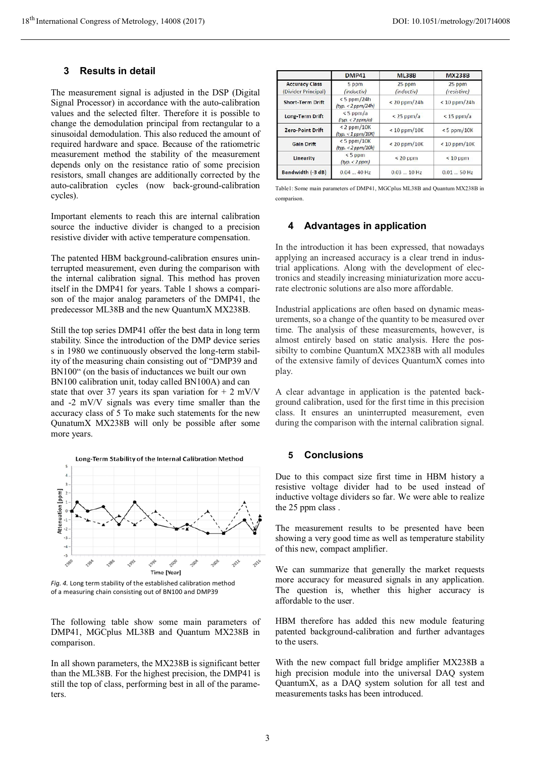## 3 Results in detail

The measurement signal is adjusted in the DSP (Digital Signal Processor) in accordance with the auto-calibration values and the selected filter. Therefore it is possible to change the demodulation principal from rectangular to a sinusoidal demodulation. This also reduced the amount of required hardware and space. Because of the ratiometric measurement method the stability of the measurement depends only on the resistance ratio of some precision resistors, small changes are additionally corrected by the auto-calibration cycles (now back-ground-calibration cycles).

Important elements to reach this are internal calibration source the inductive divider is changed to a precision resistive divider with active temperature compensation.

The patented HBM background-calibration ensures uninterrupted measurement, even during the comparison with the internal calibration signal. This method has proven itself in the DMP41 for years. Table 1 shows a comparison of the major analog parameters of the DMP41, the predecessor ML38B and the new QuantumX MX238B.

Still the top series DMP41 offer the best data in long term stability. Since the introduction of the DMP device series s in 1980 we continuously observed the long-term stability of the measuring chain consisting out of "DMP39 and BN100" (on the basis of inductances we built our own BN100 calibration unit, today called BN100A) and can state that over 37 years its span variation for + 2 mV/V and -2 mV/V signals was every time smaller than the accuracy class of 5 To make such statements for the new QunatumX MX238B will only be possible after some more years.

*Fig. 4.* Long term stability of the established calibration method of a measuring chain consisting out of BN100 and DMP39

The following table show some main parameters of DMP41, MGCplus ML38B and Quantum MX238B in comparison.

In all shown parameters, the MX238B is significant better than the ML38B. For the highest precision, the DMP41 is still the top of class, performing best in all of the parameters.

| | DMP41 | ML38B | MX238B |
|---|---|---|---|
| Accuracy Class (Divider Principal) | 5 ppm (*inductiv*) | 25 ppm (*inductiv*) | 25 ppm (*resistive*) |
| Short-Term Drift | < 5 ppm/24h (*typ. < 2 ppm/24h*) | < 20 ppm/24h | < 10 ppm/24h |
| Long-Term Drift | < 5 ppm/a (*typ. < 2 ppm/a*) | < 25 ppm/a | < 15 ppm/a |
| Zero-Point Drift | < 2 ppm/10K (*typ. < 1 ppm/10K*) | < 10 ppm/10K | < 5 ppm/10K |
| Gain Drift | < 5 ppm/10K (*typ. < 2 ppm/10k*) | < 20 ppm/10K | < 10 ppm/10K |
| Linearity | < 5 ppm (*typ. < 2 ppm*) | < 20 ppm | < 10 ppm |
| Bandwidth (-3 dB) | 0.04 ... 40 Hz | 0.03 ... 10 Hz | 0.01 ... 50 Hz |

Table1: Some main parameters of DMP41, MGCplus ML38B and Quantum MX238B in comparison.

## 4 Advantages in application

In the introduction it has been expressed, that nowadays applying an increased accuracy is a clear trend in industrial applications. Along with the development of electronics and steadily increasing miniaturization more accurate electronic solutions are also more affordable.

Industrial applications are often based on dynamic measurements, so a change of the quantity to be measured over time. The analysis of these measurements, however, is almost entirely based on static analysis. Here the possibilty to combine QuantumX MX238B with all modules of the extensive family of devices QuantumX comes into play.

A clear advantage in application is the patented background calibration, used for the first time in this precision class. It ensures an uninterrupted measurement, even during the comparison with the internal calibration signal.

## 5 Conclusions

Due to this compact size first time in HBM history a resistive voltage divider had to be used instead of inductive voltage dividers so far. We were able to realize the 25 ppm class .

The measurement results to be presented have been showing a very good time as well as temperature stability of this new, compact amplifier.

We can summarize that generally the market requests more accuracy for measured signals in any application. The question is, whether this higher accuracy is affordable to the user.

HBM therefore has added this new module featuring patented background-calibration and further advantages to the users.

With the new compact full bridge amplifier MX238B a high precision module into the universal DAQ system QuantumX, as a DAQ system solution for all test and measurements tasks has been introduced.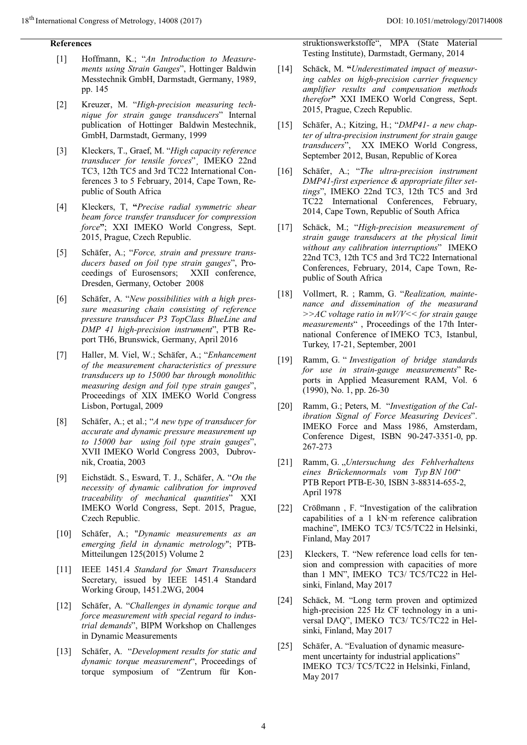**References**

[1] Hoffmann, K.; "*An Introduction to Measurements using Strain Gauges*", Hottinger Baldwin Messtechnik GmbH, Darmstadt, Germany, 1989, pp. 145

[2] Kreuzer, M. "*High-precision measuring technique for strain gauge transducers*" Internal publication of Hottinger Baldwin Mestechnik, GmbH, Darmstadt, Germany, 1999

[3] Kleckers, T., Graef, M. "*High capacity reference transducer for tensile forces*", IMEKO 22nd TC3, 12th TC5 and 3rd TC22 International Conferences 3 to 5 February, 2014, Cape Town, Republic of South Africa

[4] Kleckers, T, "*Precise radial symmetric shear beam force transfer transducer for compression force*"; XXI IMEKO World Congress, Sept. 2015, Prague, Czech Republic.

[5] Schäfer, A.; "*Force, strain and pressure transducers based on foil type strain gauges*", Proceedings of Eurosensors; XXII conference, Dresden, Germany, October 2008

[6] Schäfer, A. "*New possibilities with a high pressure measuring chain consisting of reference pressure transducer P3 TopClass BlueLine and DMP 41 high-precision instrument*", PTB Report TH6, Brunswick, Germany, April 2016

[7] Haller, M. Viel, W.; Schäfer, A.; "*Enhancement of the measurement characteristics of pressure transducers up to 15000 bar through monolithic measuring design and foil type strain gauges*", Proceedings of XIX IMEKO World Congress Lisbon, Portugal, 2009

[8] Schäfer, A.; et al.; "*A new type of transducer for accurate and dynamic pressure measurement up to 15000 bar using foil type strain gauges*", XVII IMEKO World Congress 2003, Dubrovnik, Croatia, 2003

[9] Eichstädt. S., Esward, T. J., Schäfer, A. "*On the necessity of dynamic calibration for improved traceability of mechanical quantities*" XXI IMEKO World Congress, Sept. 2015, Prague, Czech Republic.

[10] Schäfer, A.; "*Dynamic measurements as an emerging field in dynamic metrology*"; PTB-Mitteilungen 125(2015) Volume 2

[11] IEEE 1451.4 *Standard for Smart Transducers* Secretary, issued by IEEE 1451.4 Standard Working Group, 1451.2WG, 2004

[12] Schäfer, A. "*Challenges in dynamic torque and force measurement with special regard to industrial demands*", BIPM Workshop on Challenges in Dynamic Measurements

[13] Schäfer, A. "*Development results for static and dynamic torque measurement*", Proceedings of torque symposium of "Zentrum für Konstruktionswerkstoffe", MPA (State Material Testing Institute), Darmstadt, Germany, 2014

[14] Schäck, M. "*Underestimated impact of measuring cables on high-precision carrier frequency amplifier results and compensation methods therefor*" XXI IMEKO World Congress, Sept. 2015, Prague, Czech Republic.

[15] Schäfer, A.; Kitzing, H.; "*DMP41- a new chapter of ultra-precision instrument for strain gauge transducers*", XX IMEKO World Congress, September 2012, Busan, Republic of Korea

[16] Schäfer, A.; "*The ultra-precision instrument DMP41-first experience & appropriate filter settings*", IMEKO 22nd TC3, 12th TC5 and 3rd TC22 International Conferences, February, 2014, Cape Town, Republic of South Africa

[17] Schäck, M.; "*High-precision measurement of strain gauge transducers at the physical limit without any calibration interruptions*" IMEKO 22nd TC3, 12th TC5 and 3rd TC22 International Conferences, February, 2014, Cape Town, Republic of South Africa

[18] Vollmert, R. ; Ramm, G. "*Realization, maintenance and dissemination of the measurand >>AC voltage ratio in mV/V<< for strain gauge measurements*" , Proceedings of the 17th International Conference of IMEKO TC3, Istanbul, Turkey, 17-21, September, 2001

[19] Ramm, G. " *Investigation of bridge standards for use in strain-gauge measurements*" Reports in Applied Measurement RAM, Vol. 6 (1990), No. 1, pp. 26-30

[20] Ramm, G.; Peters, M. "*Investigation of the Calibration Signal of Force Measuring Devices*". IMEKO Force and Mass 1986, Amsterdam, Conference Digest, ISBN 90-247-3351-0, pp. 267-273

[21] Ramm, G. „*Untersuchung des Fehlverhaltens eines Brückennormals vom Typ BN 100*" PTB Report PTB-E-30, ISBN 3-88314-655-2, April 1978

[22] Crößmann , F. "Investigation of the calibration capabilities of a 1 kN·m reference calibration machine", IMEKO TC3/ TC5/TC22 in Helsinki, Finland, May 2017

[23] Kleckers, T. "New reference load cells for tension and compression with capacities of more than 1 MN", IMEKO TC3/ TC5/TC22 in Helsinki, Finland, May 2017

[24] Schäck, M. "Long term proven and optimized high-precision 225 Hz CF technology in a universal DAQ", IMEKO TC3/ TC5/TC22 in Helsinki, Finland, May 2017

[25] Schäfer, A. "Evaluation of dynamic measurement uncertainty for industrial applications" IMEKO TC3/ TC5/TC22 in Helsinki, Finland, May 2017